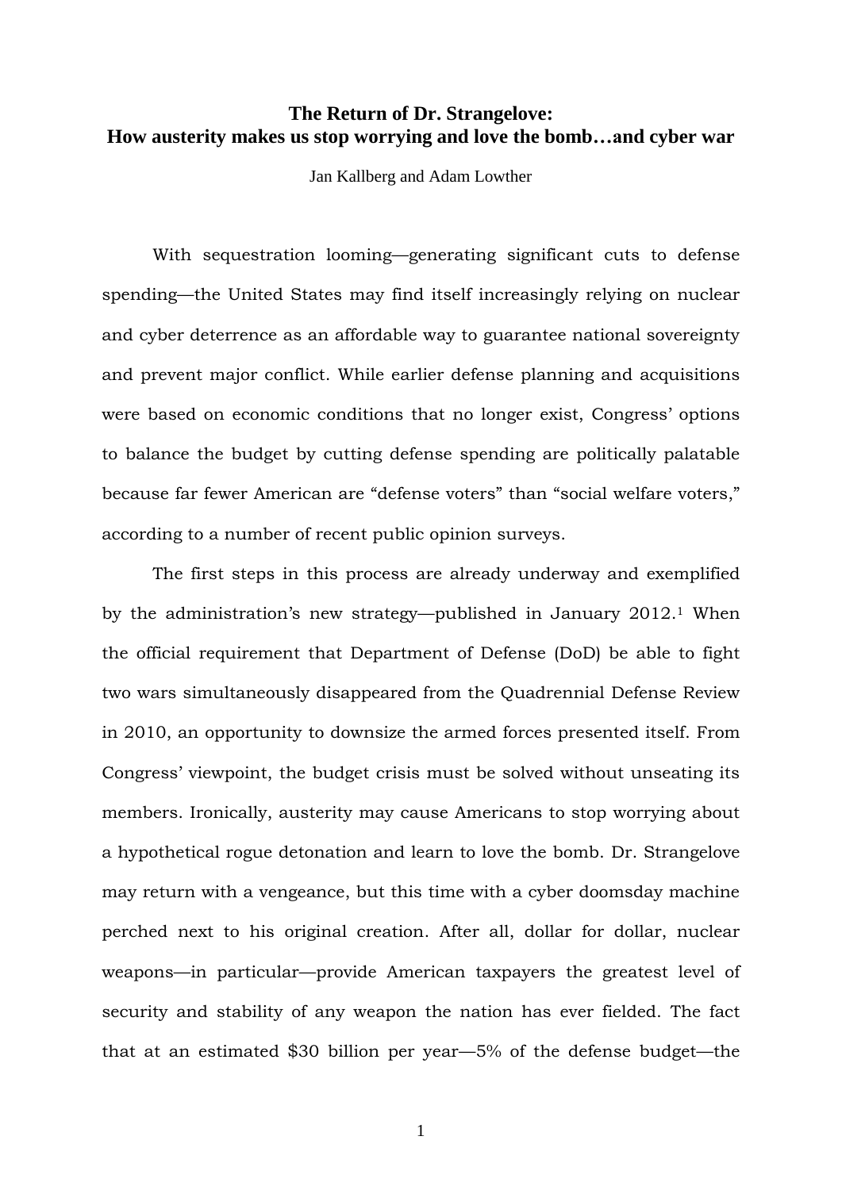# The Return of Dr. Strangelove:
# How austerity makes us stop worrying and love the bomb…and cyber war

Jan Kallberg and Adam Lowther

With sequestration looming—generating significant cuts to defense spending—the United States may find itself increasingly relying on nuclear and cyber deterrence as an affordable way to guarantee national sovereignty and prevent major conflict. While earlier defense planning and acquisitions were based on economic conditions that no longer exist, Congress' options to balance the budget by cutting defense spending are politically palatable because far fewer American are "defense voters" than "social welfare voters," according to a number of recent public opinion surveys.

The first steps in this process are already underway and exemplified by the administration's new strategy—published in January 2012.[1] When the official requirement that Department of Defense (DoD) be able to fight two wars simultaneously disappeared from the Quadrennial Defense Review in 2010, an opportunity to downsize the armed forces presented itself. From Congress' viewpoint, the budget crisis must be solved without unseating its members. Ironically, austerity may cause Americans to stop worrying about a hypothetical rogue detonation and learn to love the bomb. Dr. Strangelove may return with a vengeance, but this time with a cyber doomsday machine perched next to his original creation. After all, dollar for dollar, nuclear weapons—in particular—provide American taxpayers the greatest level of security and stability of any weapon the nation has ever fielded. The fact that at an estimated $30 billion per year—5% of the defense budget—the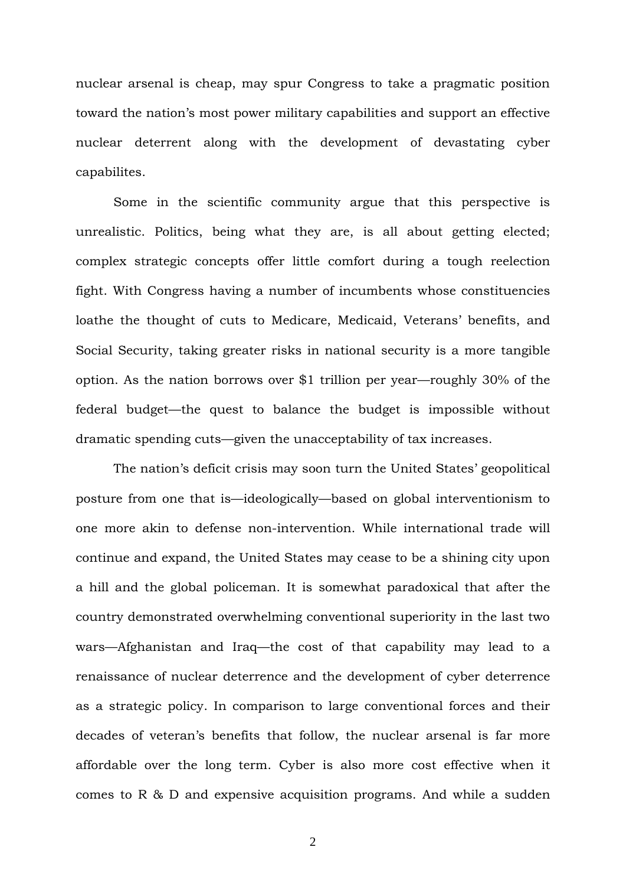nuclear arsenal is cheap, may spur Congress to take a pragmatic position toward the nation's most power military capabilities and support an effective nuclear deterrent along with the development of devastating cyber capabilites.

Some in the scientific community argue that this perspective is unrealistic. Politics, being what they are, is all about getting elected; complex strategic concepts offer little comfort during a tough reelection fight. With Congress having a number of incumbents whose constituencies loathe the thought of cuts to Medicare, Medicaid, Veterans' benefits, and Social Security, taking greater risks in national security is a more tangible option. As the nation borrows over $1 trillion per year—roughly 30% of the federal budget—the quest to balance the budget is impossible without dramatic spending cuts—given the unacceptability of tax increases.

The nation's deficit crisis may soon turn the United States' geopolitical posture from one that is—ideologically—based on global interventionism to one more akin to defense non-intervention. While international trade will continue and expand, the United States may cease to be a shining city upon a hill and the global policeman. It is somewhat paradoxical that after the country demonstrated overwhelming conventional superiority in the last two wars—Afghanistan and Iraq—the cost of that capability may lead to a renaissance of nuclear deterrence and the development of cyber deterrence as a strategic policy. In comparison to large conventional forces and their decades of veteran's benefits that follow, the nuclear arsenal is far more affordable over the long term. Cyber is also more cost effective when it comes to R & D and expensive acquisition programs. And while a sudden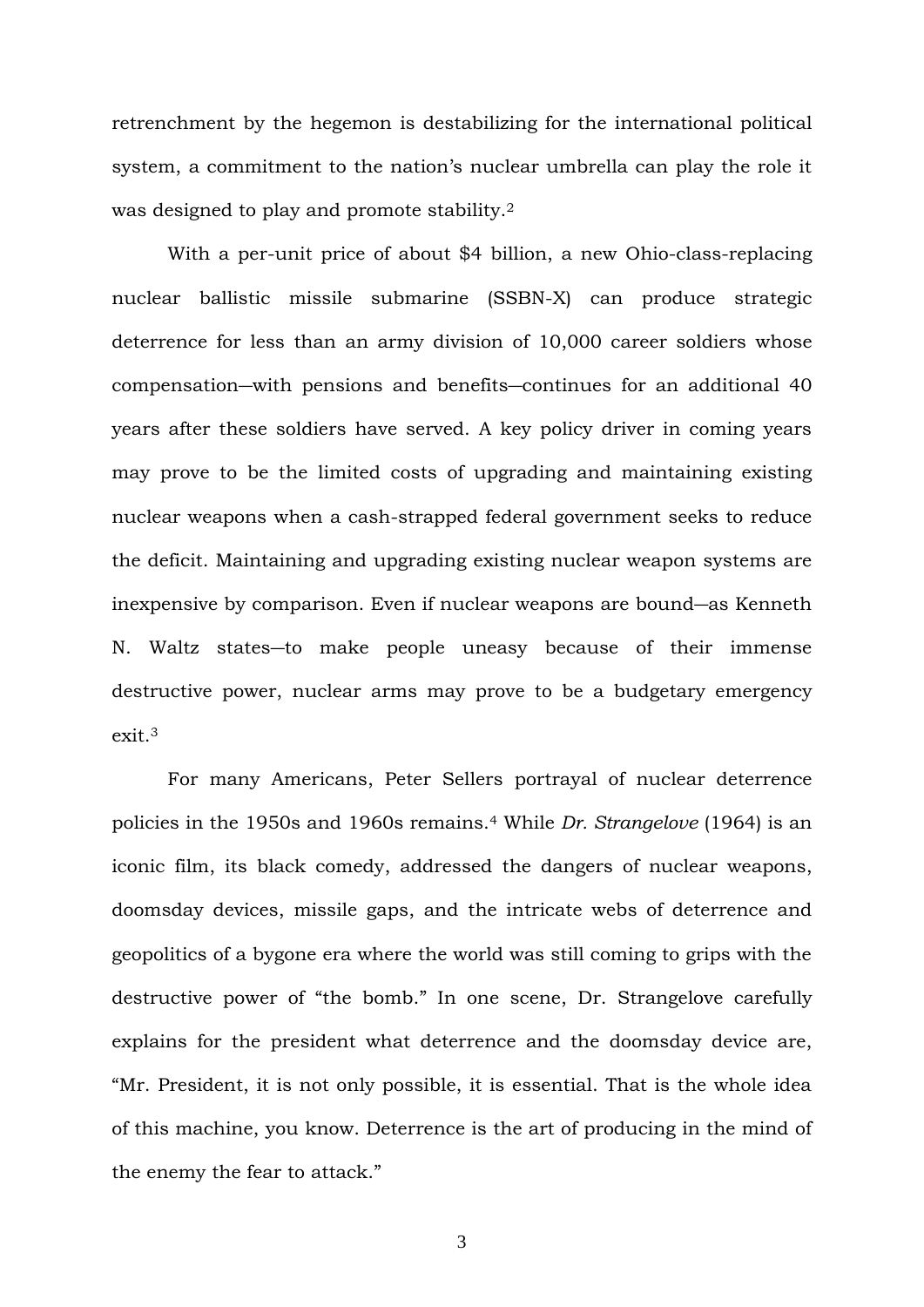retrenchment by the hegemon is destabilizing for the international political system, a commitment to the nation's nuclear umbrella can play the role it was designed to play and promote stability.[2]

With a per-unit price of about $4 billion, a new Ohio-class-replacing nuclear ballistic missile submarine (SSBN-X) can produce strategic deterrence for less than an army division of 10,000 career soldiers whose compensation—with pensions and benefits—continues for an additional 40 years after these soldiers have served. A key policy driver in coming years may prove to be the limited costs of upgrading and maintaining existing nuclear weapons when a cash-strapped federal government seeks to reduce the deficit. Maintaining and upgrading existing nuclear weapon systems are inexpensive by comparison. Even if nuclear weapons are bound—as Kenneth N. Waltz states—to make people uneasy because of their immense destructive power, nuclear arms may prove to be a budgetary emergency exit.[3]

For many Americans, Peter Sellers portrayal of nuclear deterrence policies in the 1950s and 1960s remains.[4] While *Dr. Strangelove* (1964) is an iconic film, its black comedy, addressed the dangers of nuclear weapons, doomsday devices, missile gaps, and the intricate webs of deterrence and geopolitics of a bygone era where the world was still coming to grips with the destructive power of "the bomb." In one scene, Dr. Strangelove carefully explains for the president what deterrence and the doomsday device are, "Mr. President, it is not only possible, it is essential. That is the whole idea of this machine, you know. Deterrence is the art of producing in the mind of the enemy the fear to attack."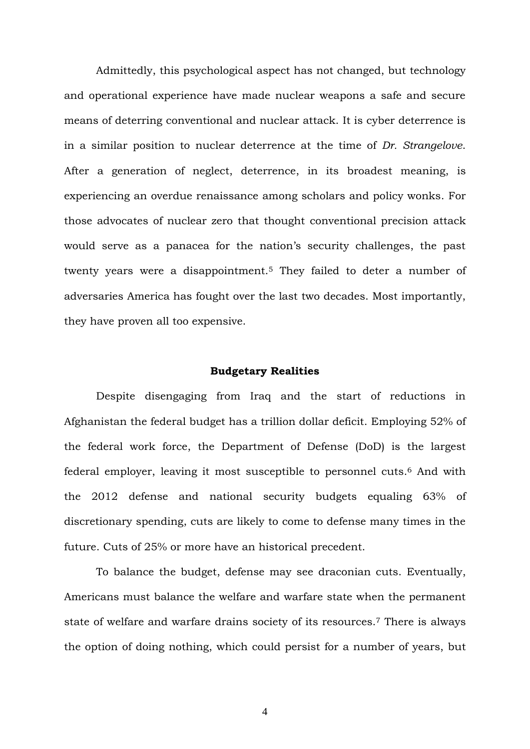Admittedly, this psychological aspect has not changed, but technology and operational experience have made nuclear weapons a safe and secure means of deterring conventional and nuclear attack. It is cyber deterrence is in a similar position to nuclear deterrence at the time of *Dr. Strangelove*. After a generation of neglect, deterrence, in its broadest meaning, is experiencing an overdue renaissance among scholars and policy wonks. For those advocates of nuclear zero that thought conventional precision attack would serve as a panacea for the nation's security challenges, the past twenty years were a disappointment.[5] They failed to deter a number of adversaries America has fought over the last two decades. Most importantly, they have proven all too expensive.

**Budgetary Realities**

Despite disengaging from Iraq and the start of reductions in Afghanistan the federal budget has a trillion dollar deficit. Employing 52% of the federal work force, the Department of Defense (DoD) is the largest federal employer, leaving it most susceptible to personnel cuts.[6] And with the 2012 defense and national security budgets equaling 63% of discretionary spending, cuts are likely to come to defense many times in the future. Cuts of 25% or more have an historical precedent.

To balance the budget, defense may see draconian cuts. Eventually, Americans must balance the welfare and warfare state when the permanent state of welfare and warfare drains society of its resources.[7] There is always the option of doing nothing, which could persist for a number of years, but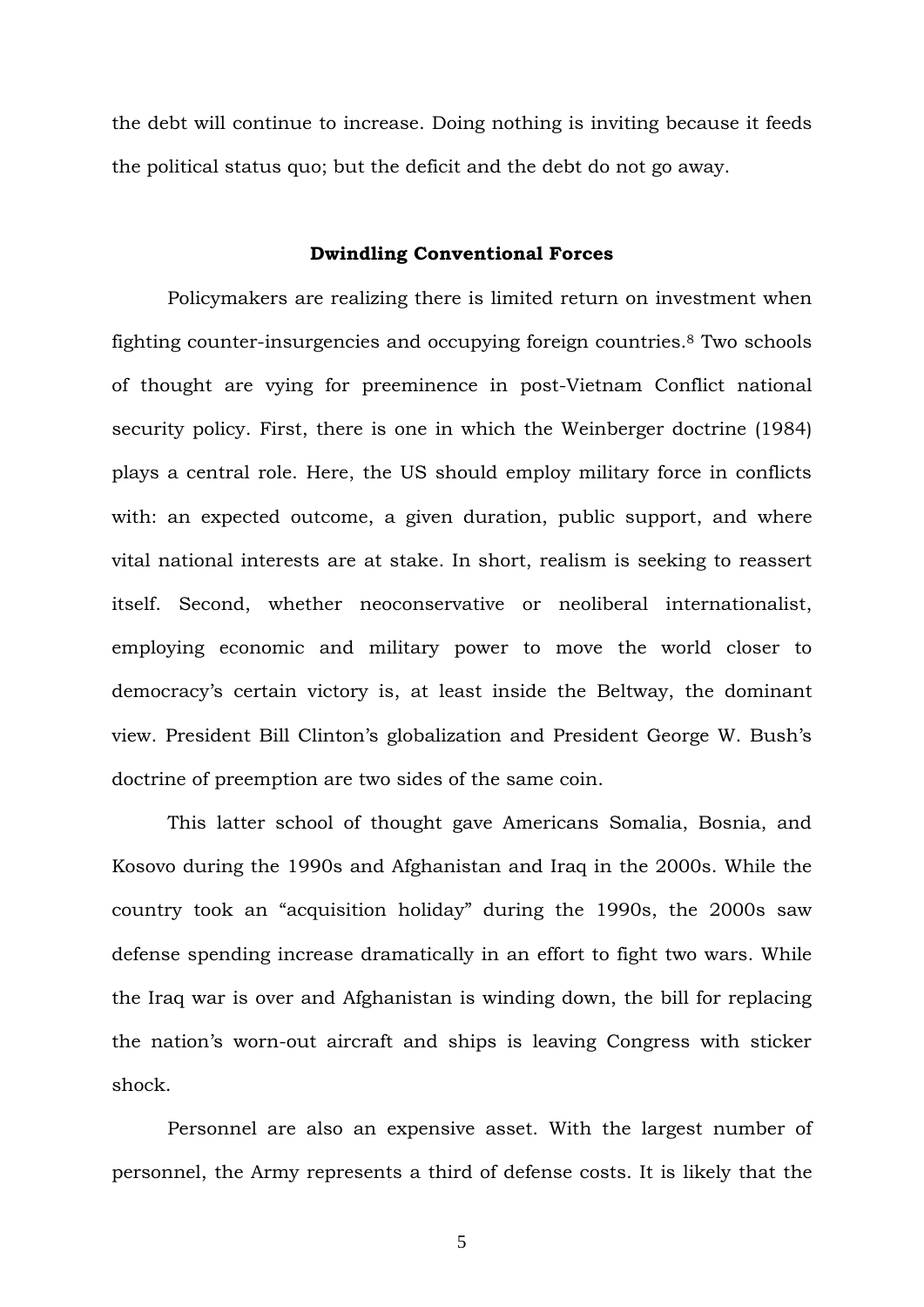the debt will continue to increase. Doing nothing is inviting because it feeds the political status quo; but the deficit and the debt do not go away.

## Dwindling Conventional Forces

Policymakers are realizing there is limited return on investment when fighting counter-insurgencies and occupying foreign countries.[8] Two schools of thought are vying for preeminence in post-Vietnam Conflict national security policy. First, there is one in which the Weinberger doctrine (1984) plays a central role. Here, the US should employ military force in conflicts with: an expected outcome, a given duration, public support, and where vital national interests are at stake. In short, realism is seeking to reassert itself. Second, whether neoconservative or neoliberal internationalist, employing economic and military power to move the world closer to democracy's certain victory is, at least inside the Beltway, the dominant view. President Bill Clinton's globalization and President George W. Bush's doctrine of preemption are two sides of the same coin.

This latter school of thought gave Americans Somalia, Bosnia, and Kosovo during the 1990s and Afghanistan and Iraq in the 2000s. While the country took an "acquisition holiday" during the 1990s, the 2000s saw defense spending increase dramatically in an effort to fight two wars. While the Iraq war is over and Afghanistan is winding down, the bill for replacing the nation's worn-out aircraft and ships is leaving Congress with sticker shock.

Personnel are also an expensive asset. With the largest number of personnel, the Army represents a third of defense costs. It is likely that the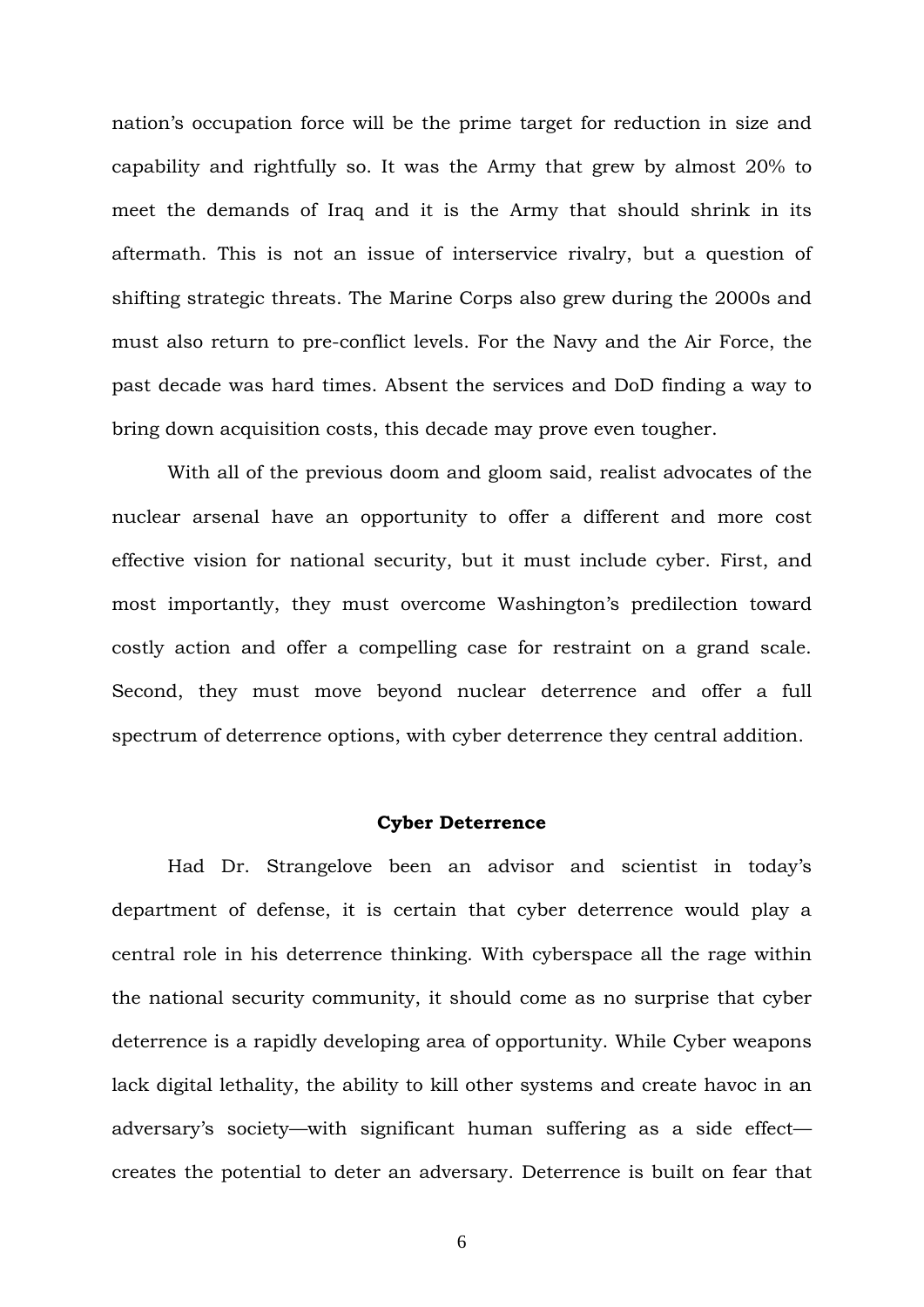nation's occupation force will be the prime target for reduction in size and capability and rightfully so. It was the Army that grew by almost 20% to meet the demands of Iraq and it is the Army that should shrink in its aftermath. This is not an issue of interservice rivalry, but a question of shifting strategic threats. The Marine Corps also grew during the 2000s and must also return to pre-conflict levels. For the Navy and the Air Force, the past decade was hard times. Absent the services and DoD finding a way to bring down acquisition costs, this decade may prove even tougher.

With all of the previous doom and gloom said, realist advocates of the nuclear arsenal have an opportunity to offer a different and more cost effective vision for national security, but it must include cyber. First, and most importantly, they must overcome Washington's predilection toward costly action and offer a compelling case for restraint on a grand scale. Second, they must move beyond nuclear deterrence and offer a full spectrum of deterrence options, with cyber deterrence they central addition.

## Cyber Deterrence

Had Dr. Strangelove been an advisor and scientist in today's department of defense, it is certain that cyber deterrence would play a central role in his deterrence thinking. With cyberspace all the rage within the national security community, it should come as no surprise that cyber deterrence is a rapidly developing area of opportunity. While Cyber weapons lack digital lethality, the ability to kill other systems and create havoc in an adversary's society—with significant human suffering as a side effect—creates the potential to deter an adversary. Deterrence is built on fear that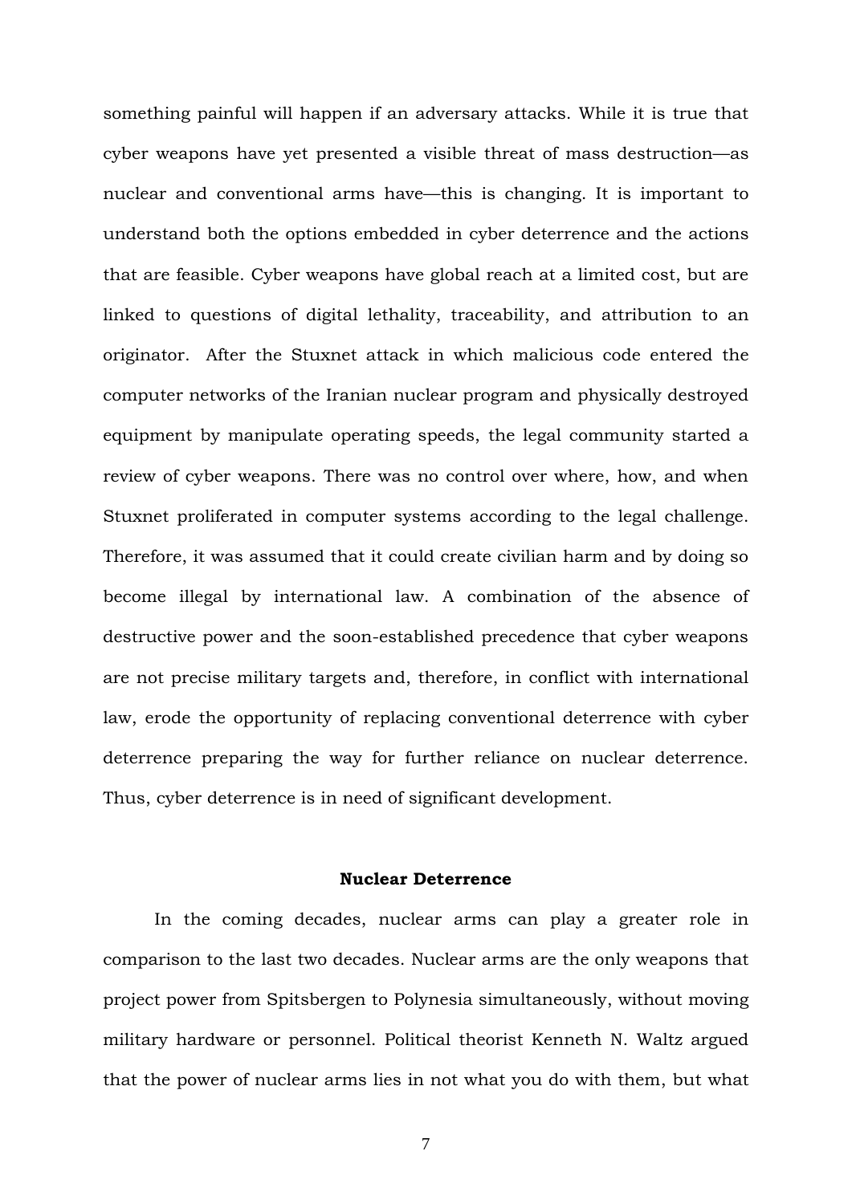something painful will happen if an adversary attacks. While it is true that cyber weapons have yet presented a visible threat of mass destruction—as nuclear and conventional arms have—this is changing. It is important to understand both the options embedded in cyber deterrence and the actions that are feasible. Cyber weapons have global reach at a limited cost, but are linked to questions of digital lethality, traceability, and attribution to an originator. After the Stuxnet attack in which malicious code entered the computer networks of the Iranian nuclear program and physically destroyed equipment by manipulate operating speeds, the legal community started a review of cyber weapons. There was no control over where, how, and when Stuxnet proliferated in computer systems according to the legal challenge. Therefore, it was assumed that it could create civilian harm and by doing so become illegal by international law. A combination of the absence of destructive power and the soon-established precedence that cyber weapons are not precise military targets and, therefore, in conflict with international law, erode the opportunity of replacing conventional deterrence with cyber deterrence preparing the way for further reliance on nuclear deterrence. Thus, cyber deterrence is in need of significant development.

## Nuclear Deterrence

In the coming decades, nuclear arms can play a greater role in comparison to the last two decades. Nuclear arms are the only weapons that project power from Spitsbergen to Polynesia simultaneously, without moving military hardware or personnel. Political theorist Kenneth N. Waltz argued that the power of nuclear arms lies in not what you do with them, but what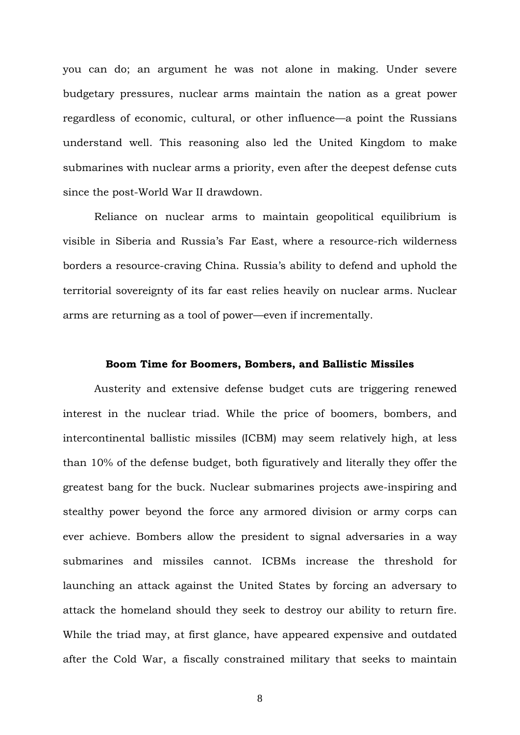you can do; an argument he was not alone in making. Under severe budgetary pressures, nuclear arms maintain the nation as a great power regardless of economic, cultural, or other influence—a point the Russians understand well. This reasoning also led the United Kingdom to make submarines with nuclear arms a priority, even after the deepest defense cuts since the post-World War II drawdown.

Reliance on nuclear arms to maintain geopolitical equilibrium is visible in Siberia and Russia's Far East, where a resource-rich wilderness borders a resource-craving China. Russia's ability to defend and uphold the territorial sovereignty of its far east relies heavily on nuclear arms. Nuclear arms are returning as a tool of power—even if incrementally.

## Boom Time for Boomers, Bombers, and Ballistic Missiles

Austerity and extensive defense budget cuts are triggering renewed interest in the nuclear triad. While the price of boomers, bombers, and intercontinental ballistic missiles (ICBM) may seem relatively high, at less than 10% of the defense budget, both figuratively and literally they offer the greatest bang for the buck. Nuclear submarines projects awe-inspiring and stealthy power beyond the force any armored division or army corps can ever achieve. Bombers allow the president to signal adversaries in a way submarines and missiles cannot. ICBMs increase the threshold for launching an attack against the United States by forcing an adversary to attack the homeland should they seek to destroy our ability to return fire. While the triad may, at first glance, have appeared expensive and outdated after the Cold War, a fiscally constrained military that seeks to maintain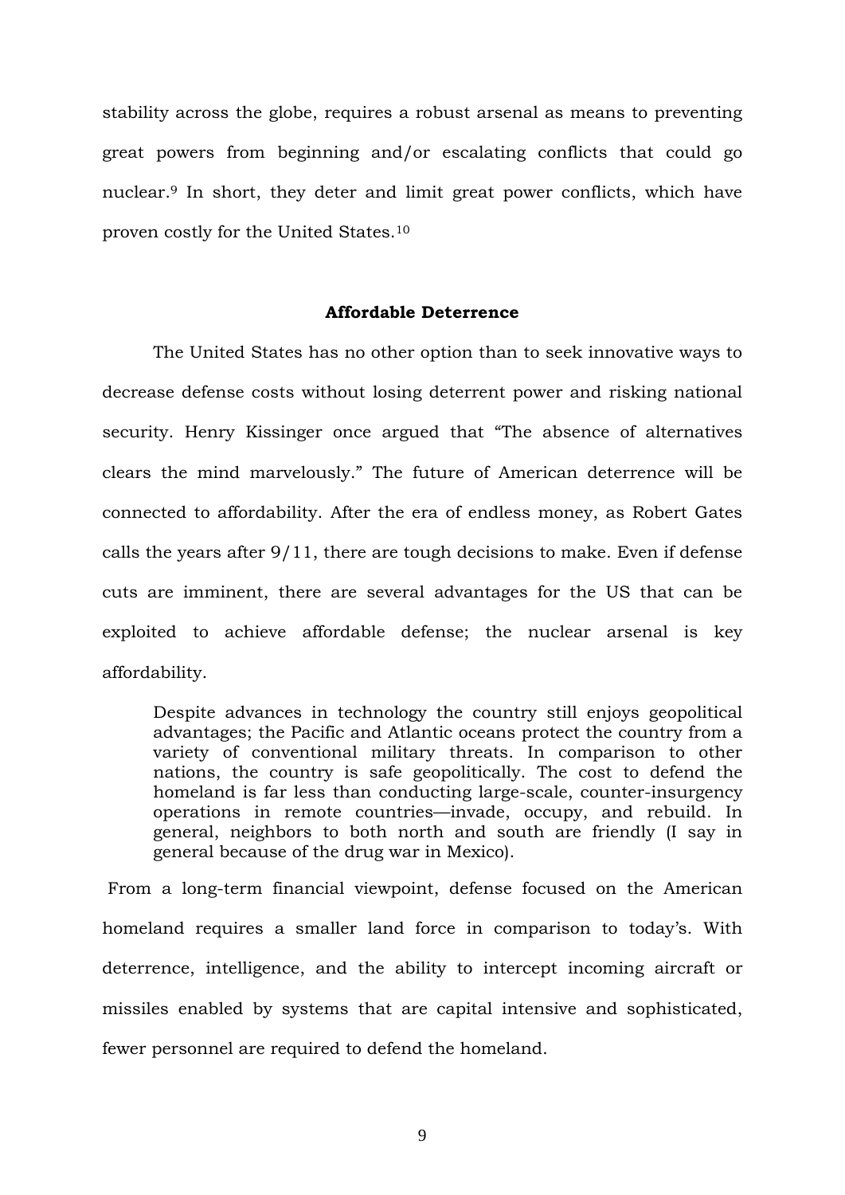stability across the globe, requires a robust arsenal as means to preventing great powers from beginning and/or escalating conflicts that could go nuclear.[9] In short, they deter and limit great power conflicts, which have proven costly for the United States.[10]

## Affordable Deterrence

The United States has no other option than to seek innovative ways to decrease defense costs without losing deterrent power and risking national security. Henry Kissinger once argued that "The absence of alternatives clears the mind marvelously." The future of American deterrence will be connected to affordability. After the era of endless money, as Robert Gates calls the years after 9/11, there are tough decisions to make. Even if defense cuts are imminent, there are several advantages for the US that can be exploited to achieve affordable defense; the nuclear arsenal is key affordability.

> Despite advances in technology the country still enjoys geopolitical advantages; the Pacific and Atlantic oceans protect the country from a variety of conventional military threats. In comparison to other nations, the country is safe geopolitically. The cost to defend the homeland is far less than conducting large-scale, counter-insurgency operations in remote countries—invade, occupy, and rebuild. In general, neighbors to both north and south are friendly (I say in general because of the drug war in Mexico).

From a long-term financial viewpoint, defense focused on the American homeland requires a smaller land force in comparison to today's. With deterrence, intelligence, and the ability to intercept incoming aircraft or missiles enabled by systems that are capital intensive and sophisticated, fewer personnel are required to defend the homeland.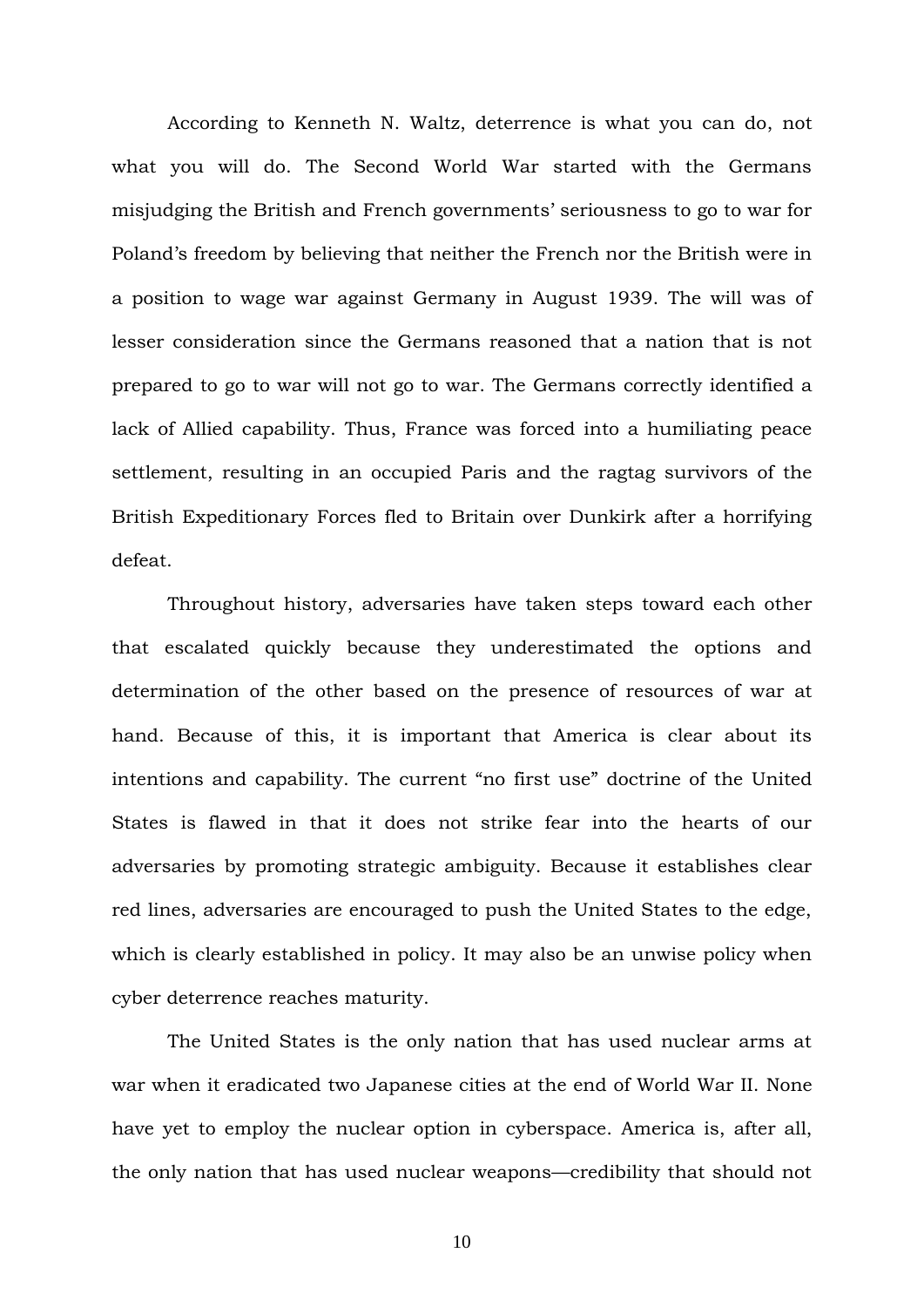According to Kenneth N. Waltz, deterrence is what you can do, not what you will do. The Second World War started with the Germans misjudging the British and French governments' seriousness to go to war for Poland's freedom by believing that neither the French nor the British were in a position to wage war against Germany in August 1939. The will was of lesser consideration since the Germans reasoned that a nation that is not prepared to go to war will not go to war. The Germans correctly identified a lack of Allied capability. Thus, France was forced into a humiliating peace settlement, resulting in an occupied Paris and the ragtag survivors of the British Expeditionary Forces fled to Britain over Dunkirk after a horrifying defeat.

Throughout history, adversaries have taken steps toward each other that escalated quickly because they underestimated the options and determination of the other based on the presence of resources of war at hand. Because of this, it is important that America is clear about its intentions and capability. The current "no first use" doctrine of the United States is flawed in that it does not strike fear into the hearts of our adversaries by promoting strategic ambiguity. Because it establishes clear red lines, adversaries are encouraged to push the United States to the edge, which is clearly established in policy. It may also be an unwise policy when cyber deterrence reaches maturity.

The United States is the only nation that has used nuclear arms at war when it eradicated two Japanese cities at the end of World War II. None have yet to employ the nuclear option in cyberspace. America is, after all, the only nation that has used nuclear weapons—credibility that should not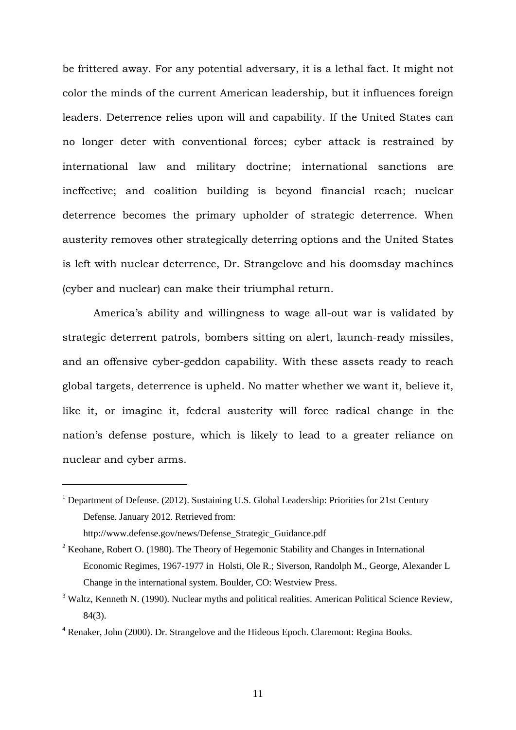be frittered away. For any potential adversary, it is a lethal fact. It might not color the minds of the current American leadership, but it influences foreign leaders. Deterrence relies upon will and capability. If the United States can no longer deter with conventional forces; cyber attack is restrained by international law and military doctrine; international sanctions are ineffective; and coalition building is beyond financial reach; nuclear deterrence becomes the primary upholder of strategic deterrence. When austerity removes other strategically deterring options and the United States is left with nuclear deterrence, Dr. Strangelove and his doomsday machines (cyber and nuclear) can make their triumphal return.

America's ability and willingness to wage all-out war is validated by strategic deterrent patrols, bombers sitting on alert, launch-ready missiles, and an offensive cyber-geddon capability. With these assets ready to reach global targets, deterrence is upheld. No matter whether we want it, believe it, like it, or imagine it, federal austerity will force radical change in the nation's defense posture, which is likely to lead to a greater reliance on nuclear and cyber arms.

---

[1] Department of Defense. (2012). Sustaining U.S. Global Leadership: Priorities for 21st Century Defense. January 2012. Retrieved from: http://www.defense.gov/news/Defense_Strategic_Guidance.pdf

[2] Keohane, Robert O. (1980). The Theory of Hegemonic Stability and Changes in International Economic Regimes, 1967-1977 in Holsti, Ole R.; Siverson, Randolph M., George, Alexander L Change in the international system. Boulder, CO: Westview Press.

[3] Waltz, Kenneth N. (1990). Nuclear myths and political realities. American Political Science Review, 84(3).

[4] Renaker, John (2000). Dr. Strangelove and the Hideous Epoch. Claremont: Regina Books.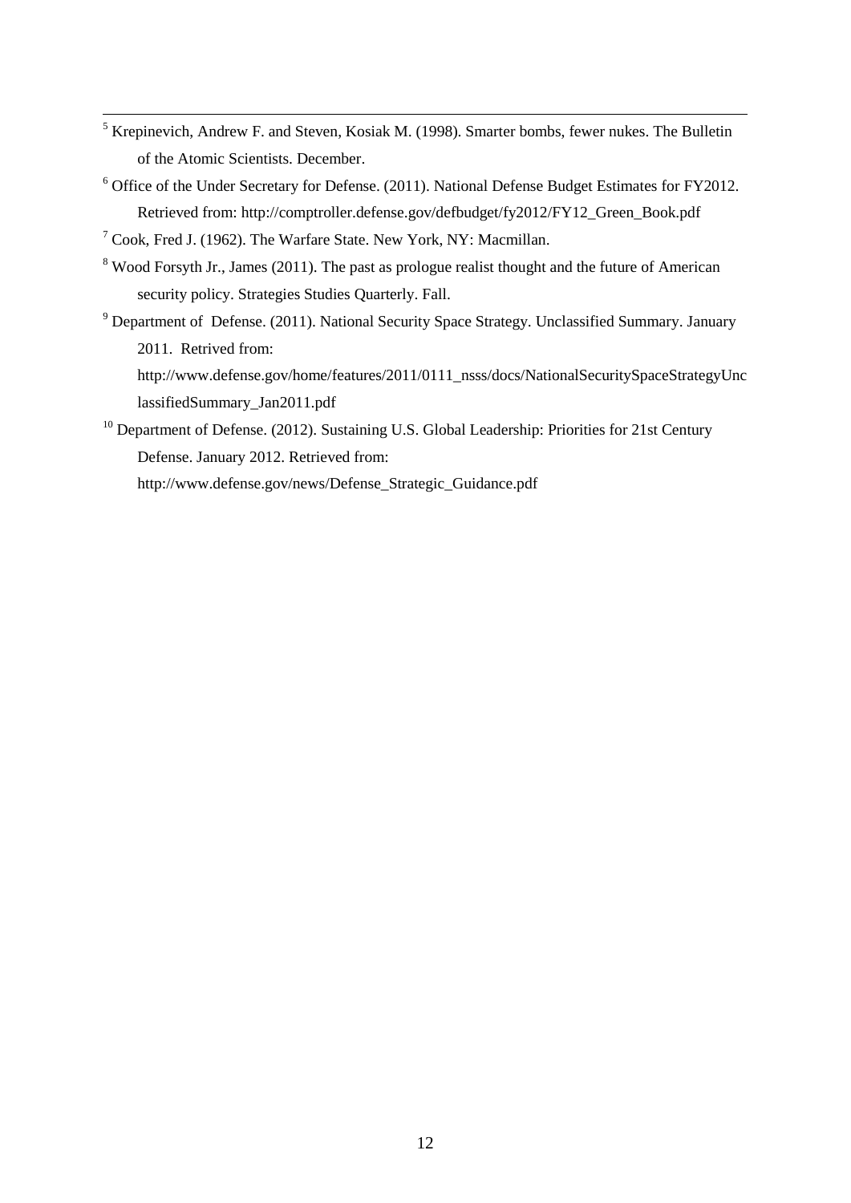[5] Krepinevich, Andrew F. and Steven, Kosiak M. (1998). Smarter bombs, fewer nukes. The Bulletin of the Atomic Scientists. December.

[6] Office of the Under Secretary for Defense. (2011). National Defense Budget Estimates for FY2012. Retrieved from: http://comptroller.defense.gov/defbudget/fy2012/FY12_Green_Book.pdf

[7] Cook, Fred J. (1962). The Warfare State. New York, NY: Macmillan.

[8] Wood Forsyth Jr., James (2011). The past as prologue realist thought and the future of American security policy. Strategies Studies Quarterly. Fall.

[9] Department of Defense. (2011). National Security Space Strategy. Unclassified Summary. January 2011. Retrived from: http://www.defense.gov/home/features/2011/0111_nsss/docs/NationalSecuritySpaceStrategyUnclassifiedSummary_Jan2011.pdf

[10] Department of Defense. (2012). Sustaining U.S. Global Leadership: Priorities for 21st Century Defense. January 2012. Retrieved from: http://www.defense.gov/news/Defense_Strategic_Guidance.pdf